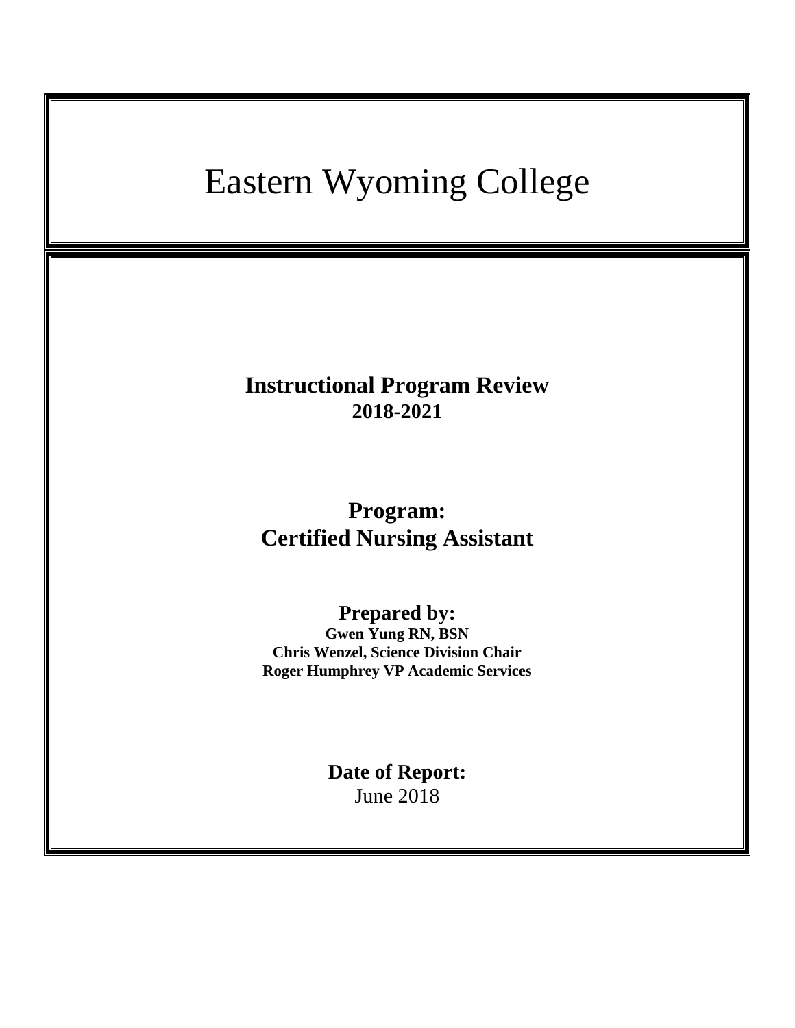# Eastern Wyoming College

## Instructional Program Review

**2018-2021**

## Program:
## Certified Nursing Assistant

### Prepared by:

**Gwen Yung RN, BSN**
**Chris Wenzel, Science Division Chair**
**Roger Humphrey VP Academic Services**

### Date of Report:

June 2018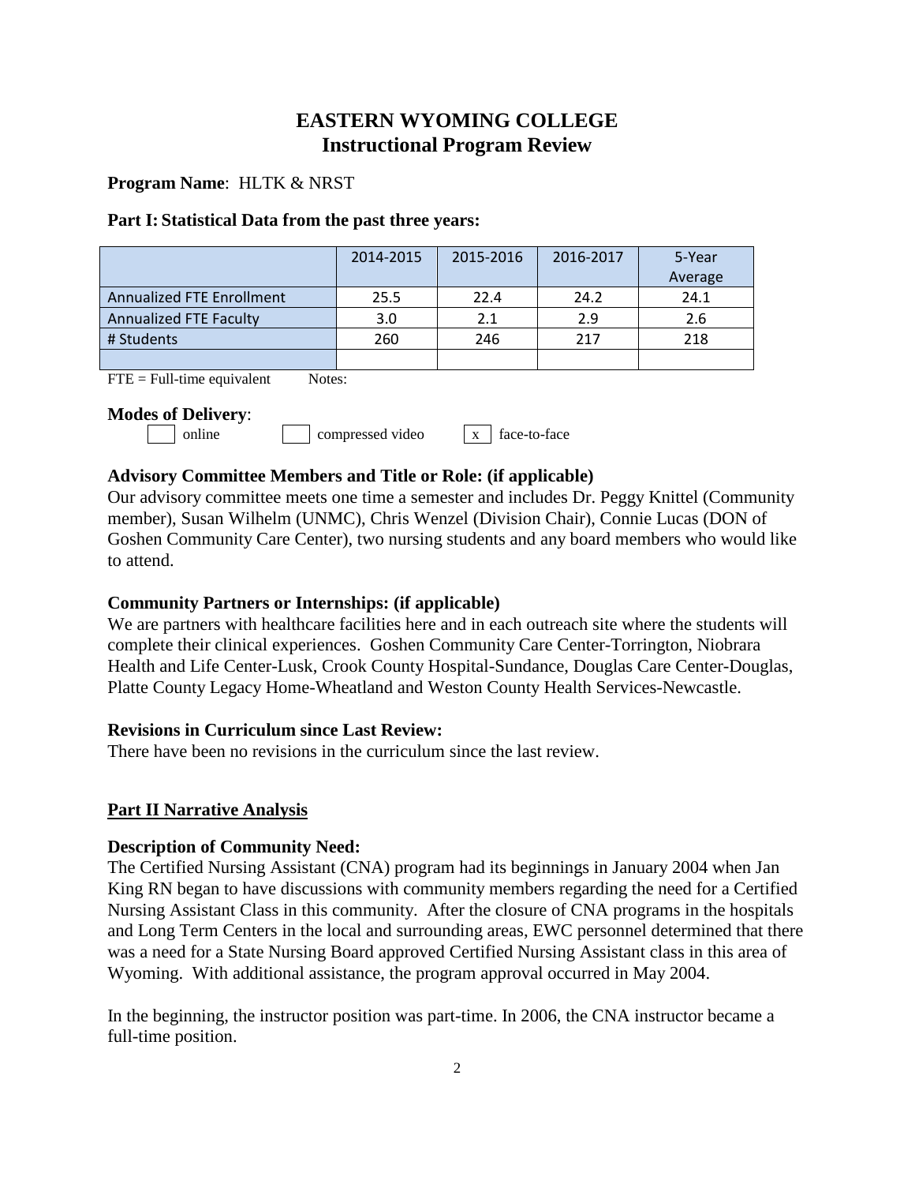# EASTERN WYOMING COLLEGE
# Instructional Program Review

**Program Name**: HLTK & NRST

**Part I: Statistical Data from the past three years:**

| | 2014-2015 | 2015-2016 | 2016-2017 | 5-Year Average |
|---|---|---|---|---|
| Annualized FTE Enrollment | 25.5 | 22.4 | 24.2 | 24.1 |
| Annualized FTE Faculty | 3.0 | 2.1 | 2.9 | 2.6 |
| # Students | 260 | 246 | 217 | 218 |
| | | | | |

FTE = Full-time equivalent        Notes:

**Modes of Delivery**:

[ ] online     [ ] compressed video     [x] face-to-face

**Advisory Committee Members and Title or Role: (if applicable)**

Our advisory committee meets one time a semester and includes Dr. Peggy Knittel (Community member), Susan Wilhelm (UNMC), Chris Wenzel (Division Chair), Connie Lucas (DON of Goshen Community Care Center), two nursing students and any board members who would like to attend.

**Community Partners or Internships: (if applicable)**

We are partners with healthcare facilities here and in each outreach site where the students will complete their clinical experiences. Goshen Community Care Center-Torrington, Niobrara Health and Life Center-Lusk, Crook County Hospital-Sundance, Douglas Care Center-Douglas, Platte County Legacy Home-Wheatland and Weston County Health Services-Newcastle.

**Revisions in Curriculum since Last Review:**

There have been no revisions in the curriculum since the last review.

## Part II Narrative Analysis

**Description of Community Need:**

The Certified Nursing Assistant (CNA) program had its beginnings in January 2004 when Jan King RN began to have discussions with community members regarding the need for a Certified Nursing Assistant Class in this community. After the closure of CNA programs in the hospitals and Long Term Centers in the local and surrounding areas, EWC personnel determined that there was a need for a State Nursing Board approved Certified Nursing Assistant class in this area of Wyoming. With additional assistance, the program approval occurred in May 2004.

In the beginning, the instructor position was part-time. In 2006, the CNA instructor became a full-time position.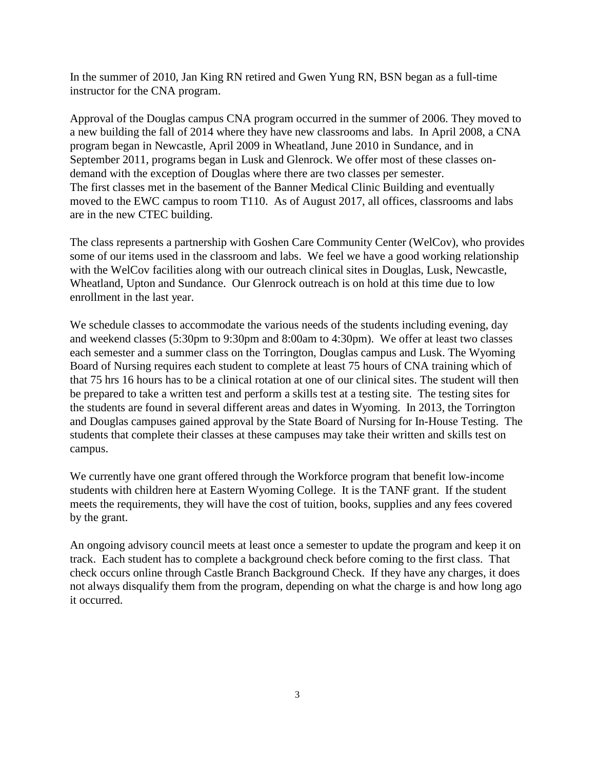In the summer of 2010, Jan King RN retired and Gwen Yung RN, BSN began as a full-time instructor for the CNA program.

Approval of the Douglas campus CNA program occurred in the summer of 2006. They moved to a new building the fall of 2014 where they have new classrooms and labs. In April 2008, a CNA program began in Newcastle, April 2009 in Wheatland, June 2010 in Sundance, and in September 2011, programs began in Lusk and Glenrock. We offer most of these classes on-demand with the exception of Douglas where there are two classes per semester.
The first classes met in the basement of the Banner Medical Clinic Building and eventually moved to the EWC campus to room T110. As of August 2017, all offices, classrooms and labs are in the new CTEC building.

The class represents a partnership with Goshen Care Community Center (WelCov), who provides some of our items used in the classroom and labs. We feel we have a good working relationship with the WelCov facilities along with our outreach clinical sites in Douglas, Lusk, Newcastle, Wheatland, Upton and Sundance. Our Glenrock outreach is on hold at this time due to low enrollment in the last year.

We schedule classes to accommodate the various needs of the students including evening, day and weekend classes (5:30pm to 9:30pm and 8:00am to 4:30pm). We offer at least two classes each semester and a summer class on the Torrington, Douglas campus and Lusk. The Wyoming Board of Nursing requires each student to complete at least 75 hours of CNA training which of that 75 hrs 16 hours has to be a clinical rotation at one of our clinical sites. The student will then be prepared to take a written test and perform a skills test at a testing site. The testing sites for the students are found in several different areas and dates in Wyoming. In 2013, the Torrington and Douglas campuses gained approval by the State Board of Nursing for In-House Testing. The students that complete their classes at these campuses may take their written and skills test on campus.

We currently have one grant offered through the Workforce program that benefit low-income students with children here at Eastern Wyoming College. It is the TANF grant. If the student meets the requirements, they will have the cost of tuition, books, supplies and any fees covered by the grant.

An ongoing advisory council meets at least once a semester to update the program and keep it on track. Each student has to complete a background check before coming to the first class. That check occurs online through Castle Branch Background Check. If they have any charges, it does not always disqualify them from the program, depending on what the charge is and how long ago it occurred.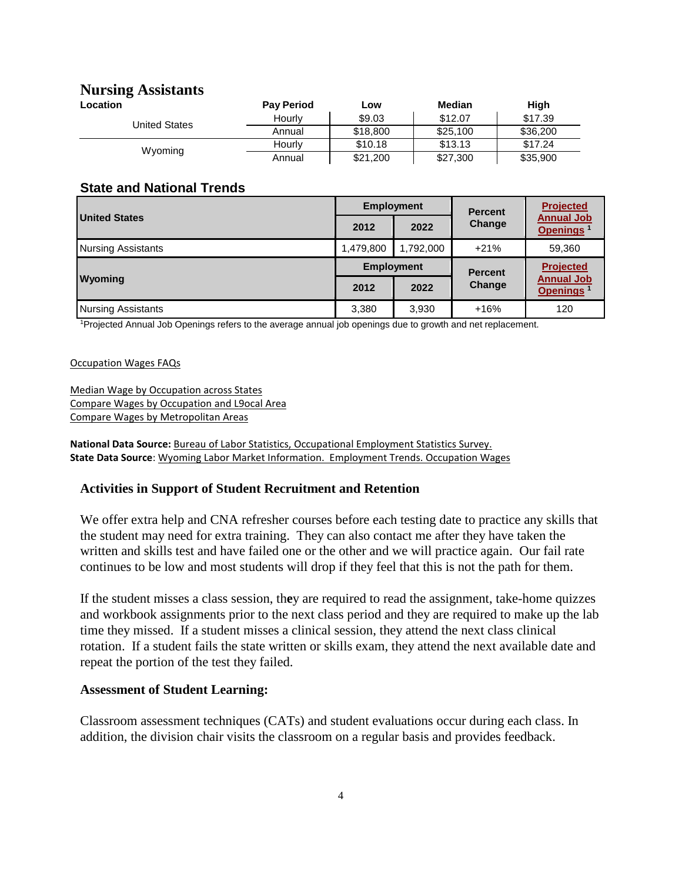## Nursing Assistants

| Location | Pay Period | Low | Median | High |
|---|---|---|---|---|
| United States | Hourly | $9.03 | $12.07 | $17.39 |
| | Annual | $18,800 | $25,100 | $36,200 |
| Wyoming | Hourly | $10.18 | $13.13 | $17.24 |
| | Annual | $21,200 | $27,300 | $35,900 |

### State and National Trends

| United States | Employment | | Percent Change | Projected Annual Job Openings [1] |
|---|---|---|---|---|
| | 2012 | 2022 | | |
| Nursing Assistants | 1,479,800 | 1,792,000 | +21% | 59,360 |
| **Wyoming** | **Employment** | | **Percent Change** | **Projected Annual Job Openings [1]** |
| | **2012** | **2022** | | |
| Nursing Assistants | 3,380 | 3,930 | +16% | 120 |

[1]Projected Annual Job Openings refers to the average annual job openings due to growth and net replacement.

Occupation Wages FAQs

Median Wage by Occupation across States
Compare Wages by Occupation and L9ocal Area
Compare Wages by Metropolitan Areas

**National Data Source:** Bureau of Labor Statistics, Occupational Employment Statistics Survey.
**State Data Source**: Wyoming Labor Market Information. Employment Trends. Occupation Wages

### Activities in Support of Student Recruitment and Retention

We offer extra help and CNA refresher courses before each testing date to practice any skills that the student may need for extra training. They can also contact me after they have taken the written and skills test and have failed one or the other and we will practice again. Our fail rate continues to be low and most students will drop if they feel that this is not the path for them.

If the student misses a class session, they are required to read the assignment, take-home quizzes and workbook assignments prior to the next class period and they are required to make up the lab time they missed. If a student misses a clinical session, they attend the next class clinical rotation. If a student fails the state written or skills exam, they attend the next available date and repeat the portion of the test they failed.

### Assessment of Student Learning:

Classroom assessment techniques (CATs) and student evaluations occur during each class. In addition, the division chair visits the classroom on a regular basis and provides feedback.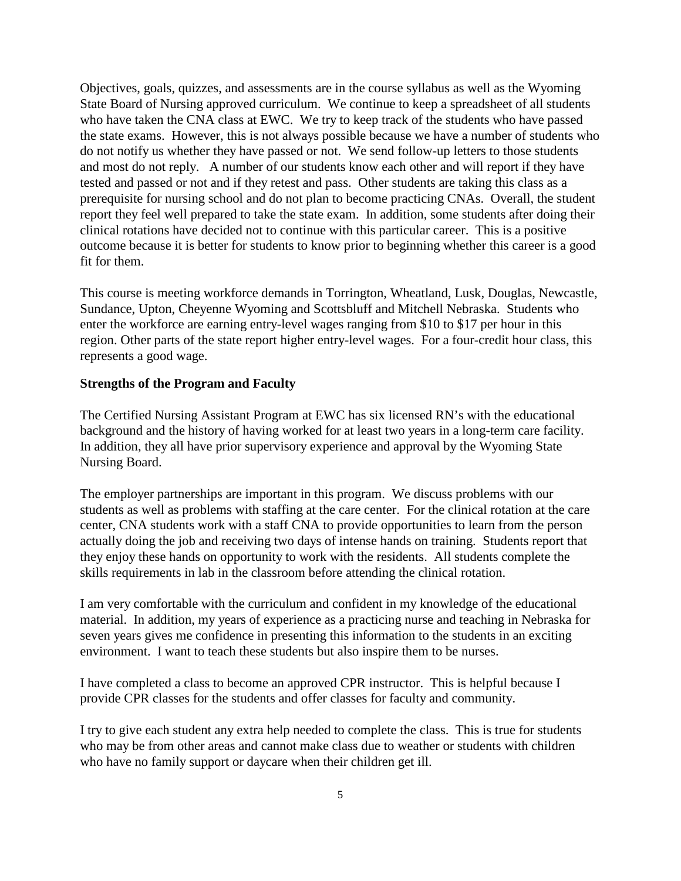Objectives, goals, quizzes, and assessments are in the course syllabus as well as the Wyoming State Board of Nursing approved curriculum. We continue to keep a spreadsheet of all students who have taken the CNA class at EWC. We try to keep track of the students who have passed the state exams. However, this is not always possible because we have a number of students who do not notify us whether they have passed or not. We send follow-up letters to those students and most do not reply. A number of our students know each other and will report if they have tested and passed or not and if they retest and pass. Other students are taking this class as a prerequisite for nursing school and do not plan to become practicing CNAs. Overall, the student report they feel well prepared to take the state exam. In addition, some students after doing their clinical rotations have decided not to continue with this particular career. This is a positive outcome because it is better for students to know prior to beginning whether this career is a good fit for them.

This course is meeting workforce demands in Torrington, Wheatland, Lusk, Douglas, Newcastle, Sundance, Upton, Cheyenne Wyoming and Scottsbluff and Mitchell Nebraska. Students who enter the workforce are earning entry-level wages ranging from $10 to $17 per hour in this region. Other parts of the state report higher entry-level wages. For a four-credit hour class, this represents a good wage.

**Strengths of the Program and Faculty**

The Certified Nursing Assistant Program at EWC has six licensed RN's with the educational background and the history of having worked for at least two years in a long-term care facility. In addition, they all have prior supervisory experience and approval by the Wyoming State Nursing Board.

The employer partnerships are important in this program. We discuss problems with our students as well as problems with staffing at the care center. For the clinical rotation at the care center, CNA students work with a staff CNA to provide opportunities to learn from the person actually doing the job and receiving two days of intense hands on training. Students report that they enjoy these hands on opportunity to work with the residents. All students complete the skills requirements in lab in the classroom before attending the clinical rotation.

I am very comfortable with the curriculum and confident in my knowledge of the educational material. In addition, my years of experience as a practicing nurse and teaching in Nebraska for seven years gives me confidence in presenting this information to the students in an exciting environment. I want to teach these students but also inspire them to be nurses.

I have completed a class to become an approved CPR instructor. This is helpful because I provide CPR classes for the students and offer classes for faculty and community.

I try to give each student any extra help needed to complete the class. This is true for students who may be from other areas and cannot make class due to weather or students with children who have no family support or daycare when their children get ill.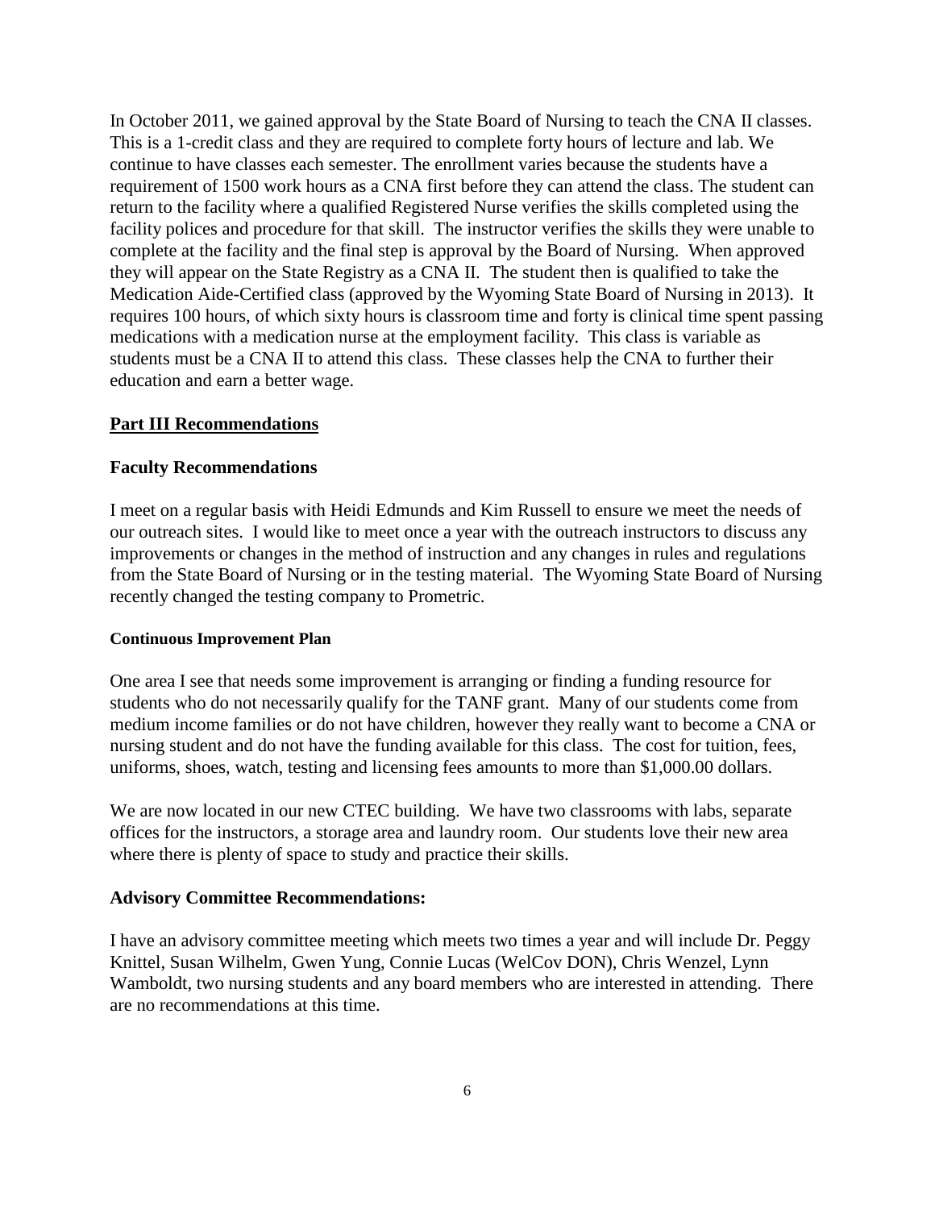In October 2011, we gained approval by the State Board of Nursing to teach the CNA II classes. This is a 1-credit class and they are required to complete forty hours of lecture and lab. We continue to have classes each semester. The enrollment varies because the students have a requirement of 1500 work hours as a CNA first before they can attend the class. The student can return to the facility where a qualified Registered Nurse verifies the skills completed using the facility polices and procedure for that skill. The instructor verifies the skills they were unable to complete at the facility and the final step is approval by the Board of Nursing. When approved they will appear on the State Registry as a CNA II. The student then is qualified to take the Medication Aide-Certified class (approved by the Wyoming State Board of Nursing in 2013). It requires 100 hours, of which sixty hours is classroom time and forty is clinical time spent passing medications with a medication nurse at the employment facility. This class is variable as students must be a CNA II to attend this class. These classes help the CNA to further their education and earn a better wage.

## Part III Recommendations

### Faculty Recommendations

I meet on a regular basis with Heidi Edmunds and Kim Russell to ensure we meet the needs of our outreach sites. I would like to meet once a year with the outreach instructors to discuss any improvements or changes in the method of instruction and any changes in rules and regulations from the State Board of Nursing or in the testing material. The Wyoming State Board of Nursing recently changed the testing company to Prometric.

#### Continuous Improvement Plan

One area I see that needs some improvement is arranging or finding a funding resource for students who do not necessarily qualify for the TANF grant. Many of our students come from medium income families or do not have children, however they really want to become a CNA or nursing student and do not have the funding available for this class. The cost for tuition, fees, uniforms, shoes, watch, testing and licensing fees amounts to more than $1,000.00 dollars.

We are now located in our new CTEC building. We have two classrooms with labs, separate offices for the instructors, a storage area and laundry room. Our students love their new area where there is plenty of space to study and practice their skills.

### Advisory Committee Recommendations:

I have an advisory committee meeting which meets two times a year and will include Dr. Peggy Knittel, Susan Wilhelm, Gwen Yung, Connie Lucas (WelCov DON), Chris Wenzel, Lynn Wamboldt, two nursing students and any board members who are interested in attending. There are no recommendations at this time.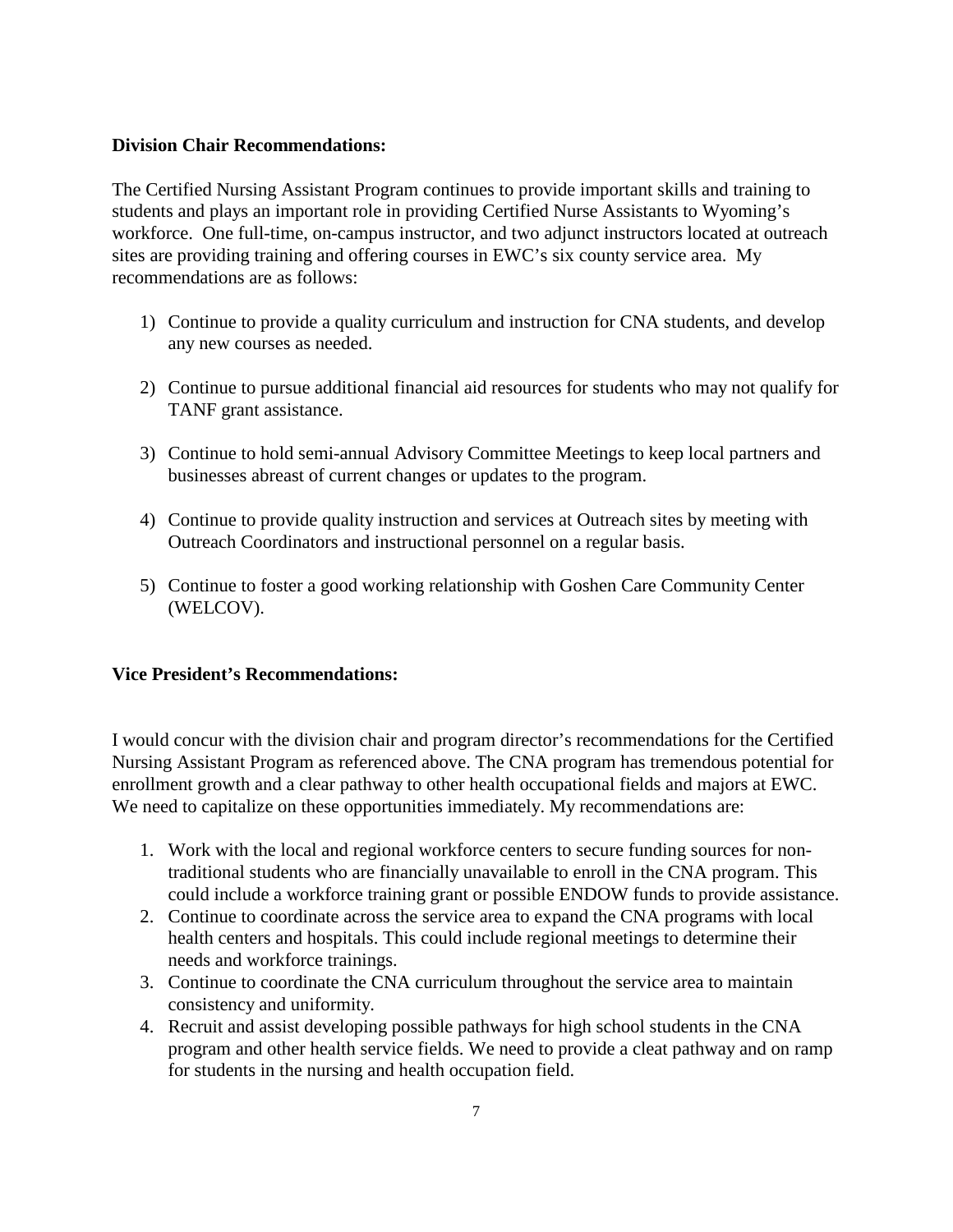**Division Chair Recommendations:**

The Certified Nursing Assistant Program continues to provide important skills and training to students and plays an important role in providing Certified Nurse Assistants to Wyoming's workforce. One full-time, on-campus instructor, and two adjunct instructors located at outreach sites are providing training and offering courses in EWC's six county service area. My recommendations are as follows:

1) Continue to provide a quality curriculum and instruction for CNA students, and develop any new courses as needed.

2) Continue to pursue additional financial aid resources for students who may not qualify for TANF grant assistance.

3) Continue to hold semi-annual Advisory Committee Meetings to keep local partners and businesses abreast of current changes or updates to the program.

4) Continue to provide quality instruction and services at Outreach sites by meeting with Outreach Coordinators and instructional personnel on a regular basis.

5) Continue to foster a good working relationship with Goshen Care Community Center (WELCOV).

**Vice President's Recommendations:**

I would concur with the division chair and program director's recommendations for the Certified Nursing Assistant Program as referenced above. The CNA program has tremendous potential for enrollment growth and a clear pathway to other health occupational fields and majors at EWC. We need to capitalize on these opportunities immediately. My recommendations are:

1. Work with the local and regional workforce centers to secure funding sources for non-traditional students who are financially unavailable to enroll in the CNA program. This could include a workforce training grant or possible ENDOW funds to provide assistance.
2. Continue to coordinate across the service area to expand the CNA programs with local health centers and hospitals. This could include regional meetings to determine their needs and workforce trainings.
3. Continue to coordinate the CNA curriculum throughout the service area to maintain consistency and uniformity.
4. Recruit and assist developing possible pathways for high school students in the CNA program and other health service fields. We need to provide a cleat pathway and on ramp for students in the nursing and health occupation field.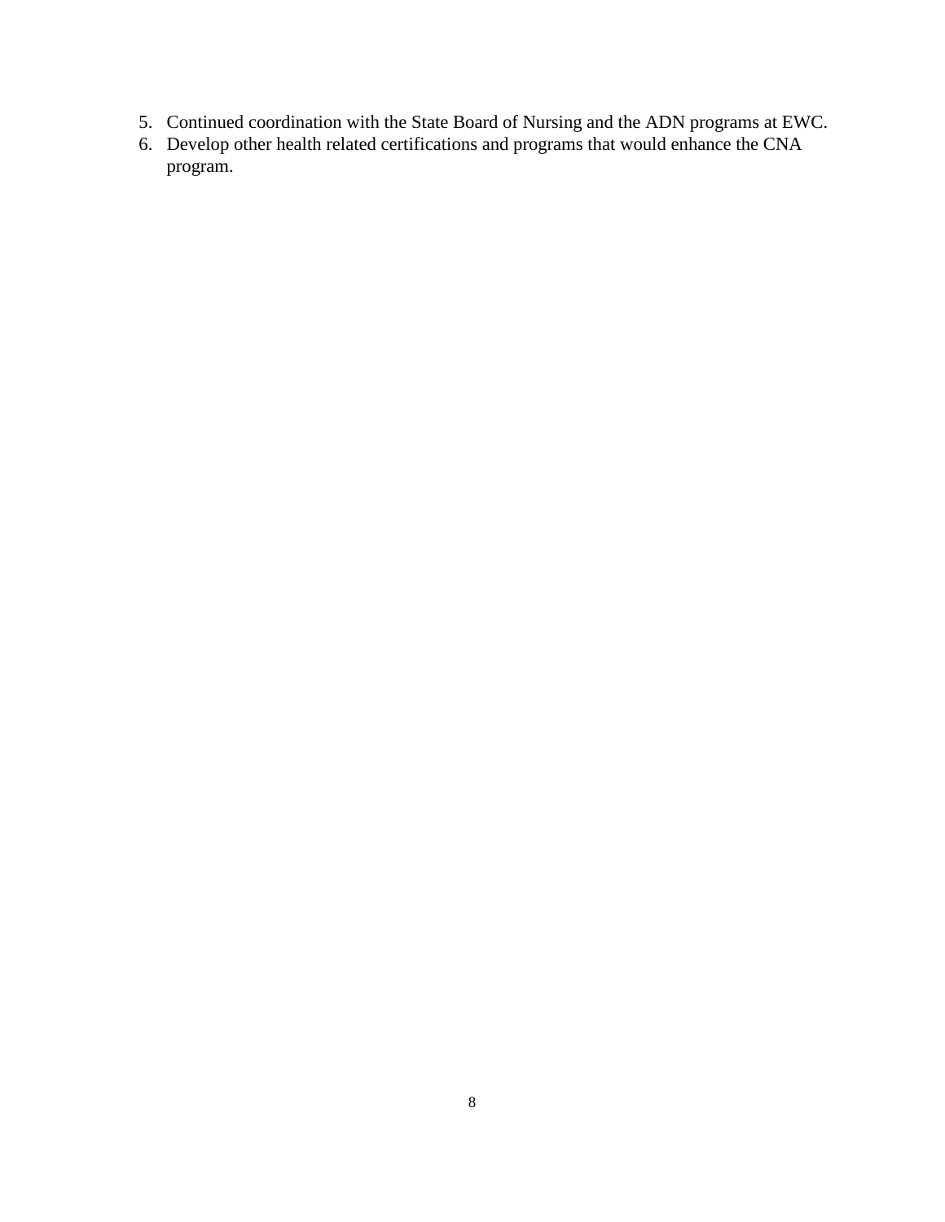5. Continued coordination with the State Board of Nursing and the ADN programs at EWC.
6. Develop other health related certifications and programs that would enhance the CNA program.